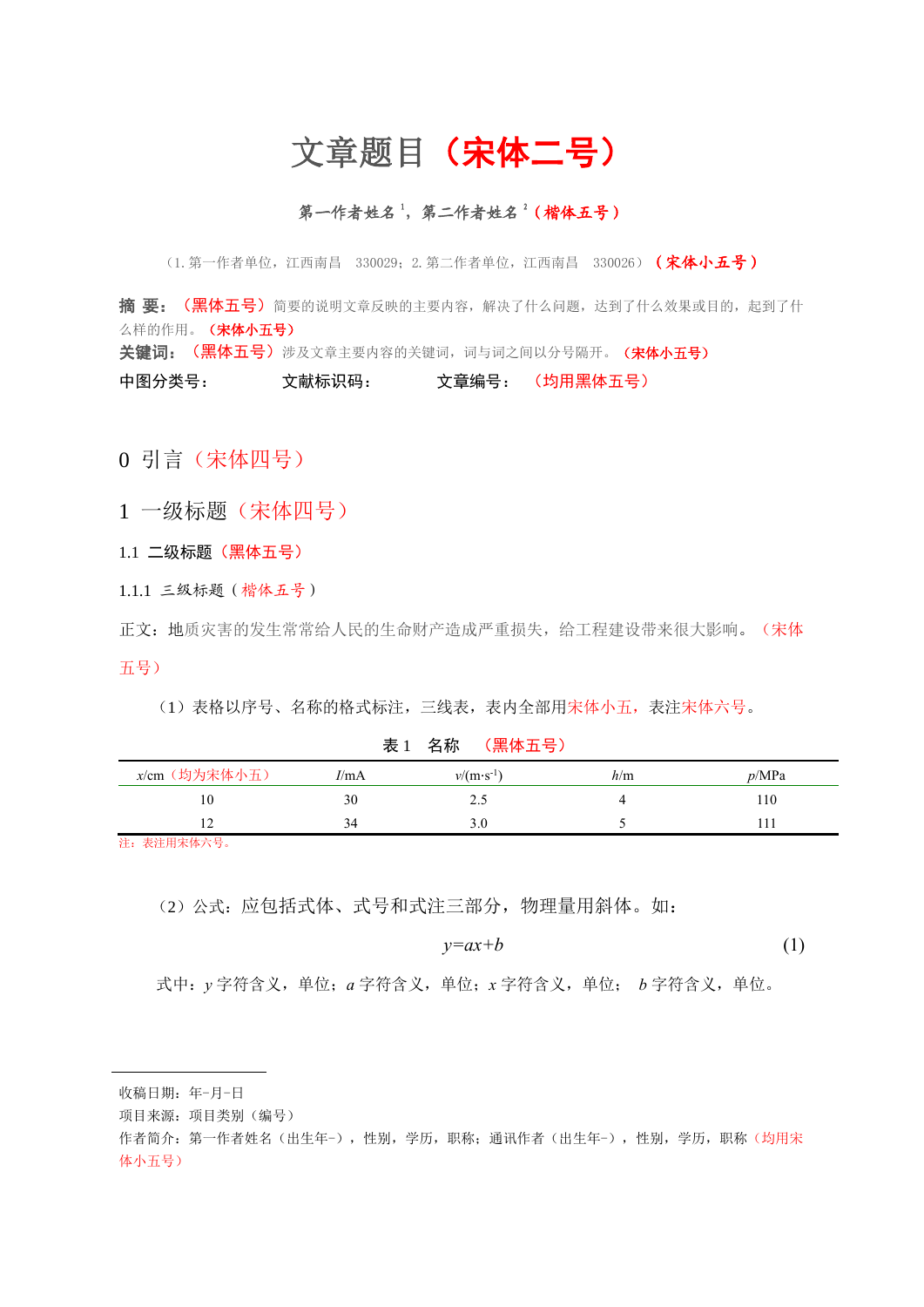# 文章题目（宋体二号）

第一作者姓名[1]，第二作者姓名[2]（楷体五号）

（1. 第一作者单位，江西南昌　330029；2. 第二作者单位，江西南昌　330026）（宋体小五号）

**摘 要：**（黑体五号）简要的说明文章反映的主要内容，解决了什么问题，达到了什么效果或目的，起到了什么样的作用。（宋体小五号）

**关键词：**（黑体五号）涉及文章主要内容的关键词，词与词之间以分号隔开。（宋体小五号）

中图分类号：　　　　文献标识码：　　　　文章编号：　（均用黑体五号）

## 0 引言（宋体四号）

## 1 一级标题（宋体四号）

### 1.1 二级标题（黑体五号）

#### 1.1.1 三级标题（楷体五号）

正文：地质灾害的发生常常给人民的生命财产造成严重损失，给工程建设带来很大影响。（宋体五号）

（1）表格以序号、名称的格式标注，三线表，表内全部用宋体小五，表注宋体六号。

表 1　名称　（黑体五号）

| $x$/cm（均为宋体小五） | $I$/mA | $v$/(m·s$^{-1}$) | $h$/m | $p$/MPa |
| --- | --- | --- | --- | --- |
| 10 | 30 | 2.5 | 4 | 110 |
| 12 | 34 | 3.0 | 5 | 111 |

注：表注用宋体六号。

（2）公式：应包括式体、式号和式注三部分，物理量用斜体。如：

$$y=ax+b \tag{1}$$

式中：$y$ 字符含义，单位；$a$ 字符含义，单位；$x$ 字符含义，单位； $b$ 字符含义，单位。

---

收稿日期：年-月-日

项目来源：项目类别（编号）

作者简介：第一作者姓名（出生年-），性别，学历，职称；通讯作者（出生年-），性别，学历，职称（均用宋体小五号）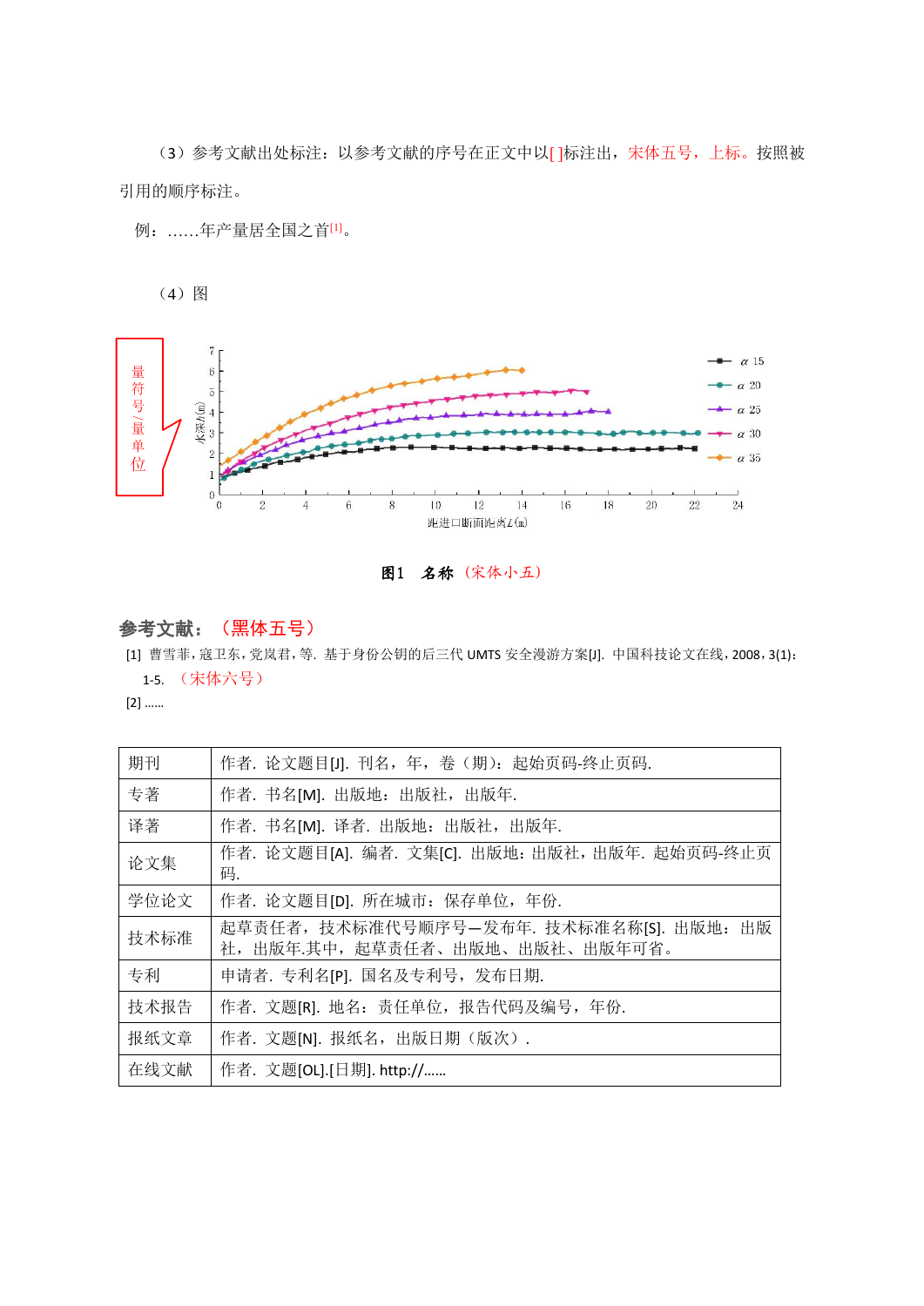（3）参考文献出处标注：以参考文献的序号在正文中以[ ]标注出，宋体五号，上标。按照被引用的顺序标注。

例：……年产量居全国之首[1]。

（4）图

图1　名称（宋体小五）

**参考文献：（黑体五号）**

[1] 曹雪菲，寇卫东，党岚君，等. 基于身份公钥的后三代 UMTS 安全漫游方案[J]. 中国科技论文在线，2008，3(1)：1-5. （宋体六号）

[2] ……

| 期刊 | 作者. 论文题目[J]. 刊名，年，卷（期）：起始页码-终止页码. |
|---|---|
| 专著 | 作者. 书名[M]. 出版地：出版社，出版年. |
| 译著 | 作者. 书名[M]. 译者. 出版地：出版社，出版年. |
| 论文集 | 作者. 论文题目[A]. 编者. 文集[C]. 出版地：出版社，出版年. 起始页码-终止页码. |
| 学位论文 | 作者. 论文题目[D]. 所在城市：保存单位，年份. |
| 技术标准 | 起草责任者，技术标准代号顺序号—发布年. 技术标准名称[S]. 出版地：出版社，出版年.其中，起草责任者、出版地、出版社、出版年可省。 |
| 专利 | 申请者. 专利名[P]. 国名及专利号，发布日期. |
| 技术报告 | 作者. 文题[R]. 地名：责任单位，报告代码及编号，年份. |
| 报纸文章 | 作者. 文题[N]. 报纸名，出版日期（版次）. |
| 在线文献 | 作者. 文题[OL].[日期]. http://…… |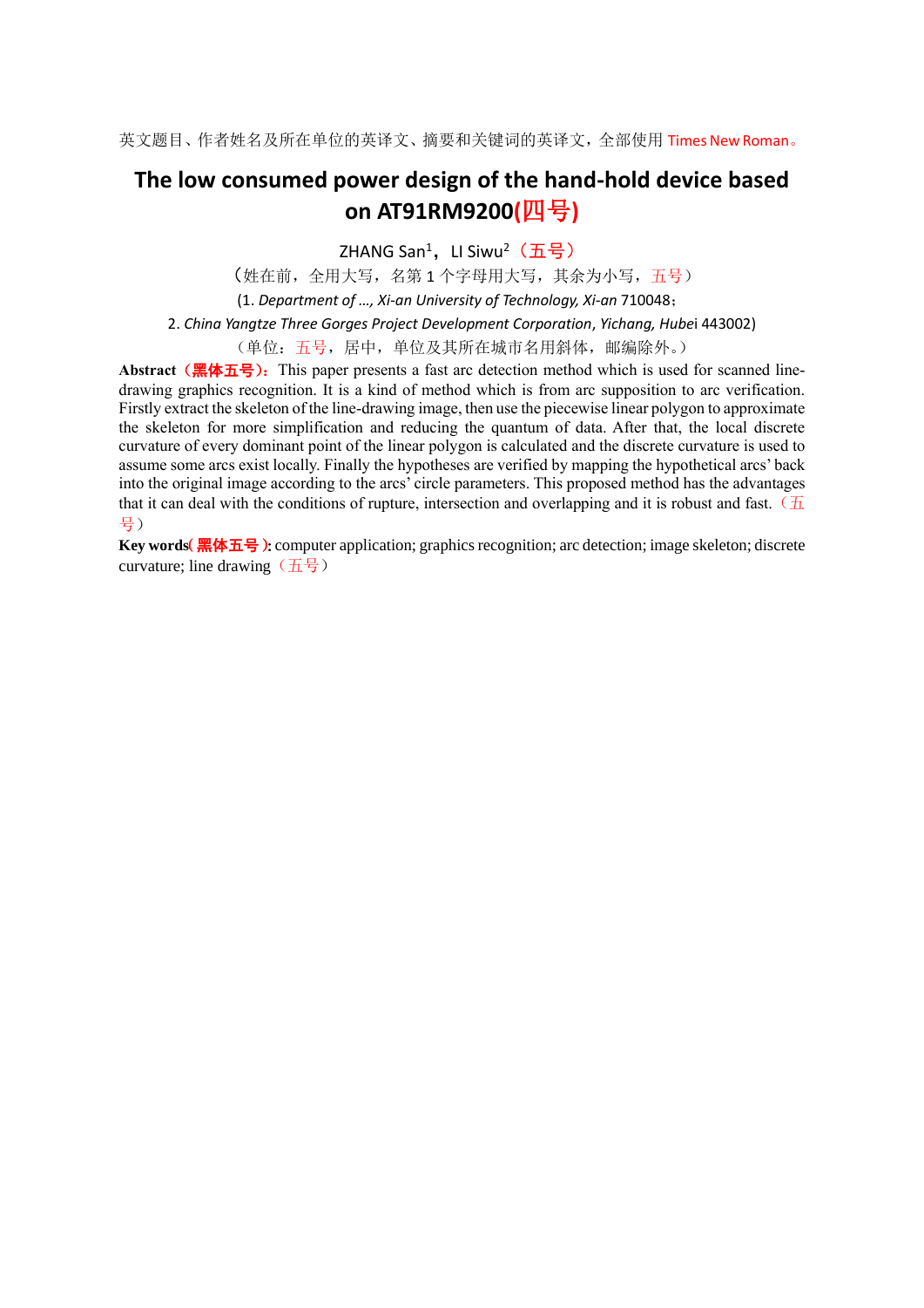英文题目、作者姓名及所在单位的英译文、摘要和关键词的英译文，全部使用 Times New Roman。

# The low consumed power design of the hand-hold device based on AT91RM9200(四号)

ZHANG San[1]，LI Siwu[2]（五号）

（姓在前，全用大写，名第 1 个字母用大写，其余为小写，五号）

(1. *Department of ..., Xi-an University of Technology, Xi-an* 710048；

2. *China Yangtze Three Gorges Project Development Corporation*, *Yichang, Hube*i 443002)

（单位：五号，居中，单位及其所在城市名用斜体，邮编除外。）

**Abstract（黑体五号）：** This paper presents a fast arc detection method which is used for scanned line-drawing graphics recognition. It is a kind of method which is from arc supposition to arc verification. Firstly extract the skeleton of the line-drawing image, then use the piecewise linear polygon to approximate the skeleton for more simplification and reducing the quantum of data. After that, the local discrete curvature of every dominant point of the linear polygon is calculated and the discrete curvature is used to assume some arcs exist locally. Finally the hypotheses are verified by mapping the hypothetical arcs' back into the original image according to the arcs' circle parameters. This proposed method has the advantages that it can deal with the conditions of rupture, intersection and overlapping and it is robust and fast.（五号）

**Key words(黑体五号):** computer application; graphics recognition; arc detection; image skeleton; discrete curvature; line drawing（五号）